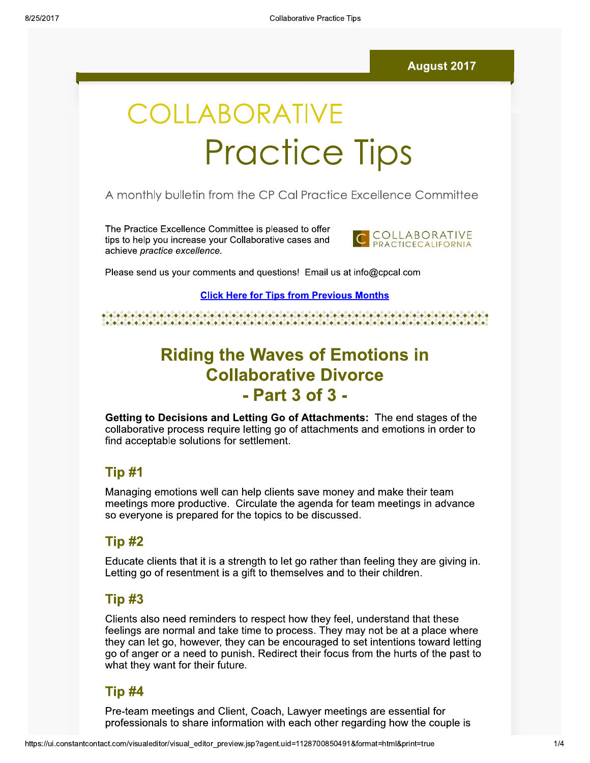August 2017

# COLLABORATIVE Practice Tips

A monthly bulletin from the CP Cal Practice Excellence Committee

The Practice Excellence Committee is pleased to offer tips to help you increase your Collaborative cases and achieve *practice excellence.*

COLLABORATIVE PRACTICECALIFORNIA

Please send us your comments and questions! Email us at info@cpcal.com

**Click Here for Tips from Previous Months**

## Riding the Waves of Emotions in Collaborative Divorce - Part 3 of 3 -

**Getting to Decisions and Letting Go of Attachments:** The end stages of the collaborative process require letting go of attachments and emotions in order to find acceptable solutions for settlement.

### Tip #1

Managing emotions well can help clients save money and make their team meetings more productive. Circulate the agenda for team meetings in advance so everyone is prepared for the topics to be discussed.

### Tip #2

Educate clients that it is a strength to let go rather than feeling they are giving in. Letting go of resentment is a gift to themselves and to their children.

### Tip #3

Clients also need reminders to respect how they feel, understand that these feelings are normal and take time to process. They may not be at a place where they can let go, however, they can be encouraged to set intentions toward letting go of anger or a need to punish. Redirect their focus from the hurts of the past to what they want for their future.

### Tip #4

Pre-team meetings and Client, Coach, Lawyer meetings are essential for professionals to share information with each other regarding how the couple is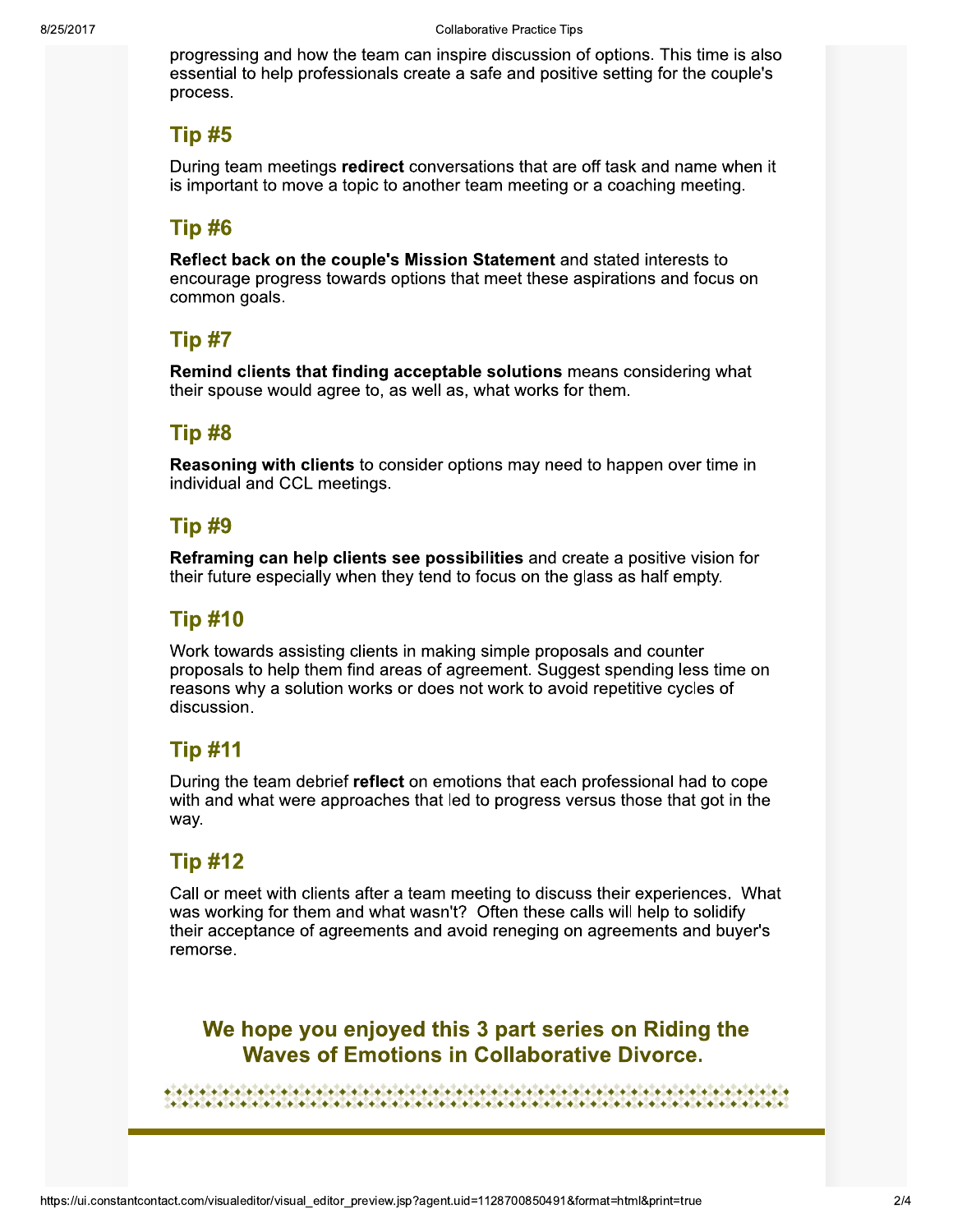progressing and how the team can inspire discussion of options. This time is also essential to help professionals create a safe and positive setting for the couple's process.

## Tip #5

During team meetings **redirect** conversations that are off task and name when it is important to move a topic to another team meeting or a coaching meeting.

## Tip #6

**Reflect back on the couple's Mission Statement** and stated interests to encourage progress towards options that meet these aspirations and focus on common goals.

## Tip #7

**Remind clients that finding acceptable solutions** means considering what their spouse would agree to, as well as, what works for them.

## Tip #8

**Reasoning with clients** to consider options may need to happen over time in individual and CCL meetings.

## Tip #9

**Reframing can help clients see possibilities** and create a positive vision for their future especially when they tend to focus on the glass as half empty.

## Tip #10

Work towards assisting clients in making simple proposals and counter proposals to help them find areas of agreement. Suggest spending less time on reasons why a solution works or does not work to avoid repetitive cycles of discussion.

## Tip #11

During the team debrief **reflect** on emotions that each professional had to cope with and what were approaches that led to progress versus those that got in the way.

## Tip #12

Call or meet with clients after a team meeting to discuss their experiences. What was working for them and what wasn't? Often these calls will help to solidify their acceptance of agreements and avoid reneging on agreements and buyer's remorse.

## We hope you enjoyed this 3 part series on Riding the Waves of Emotions in Collaborative Divorce.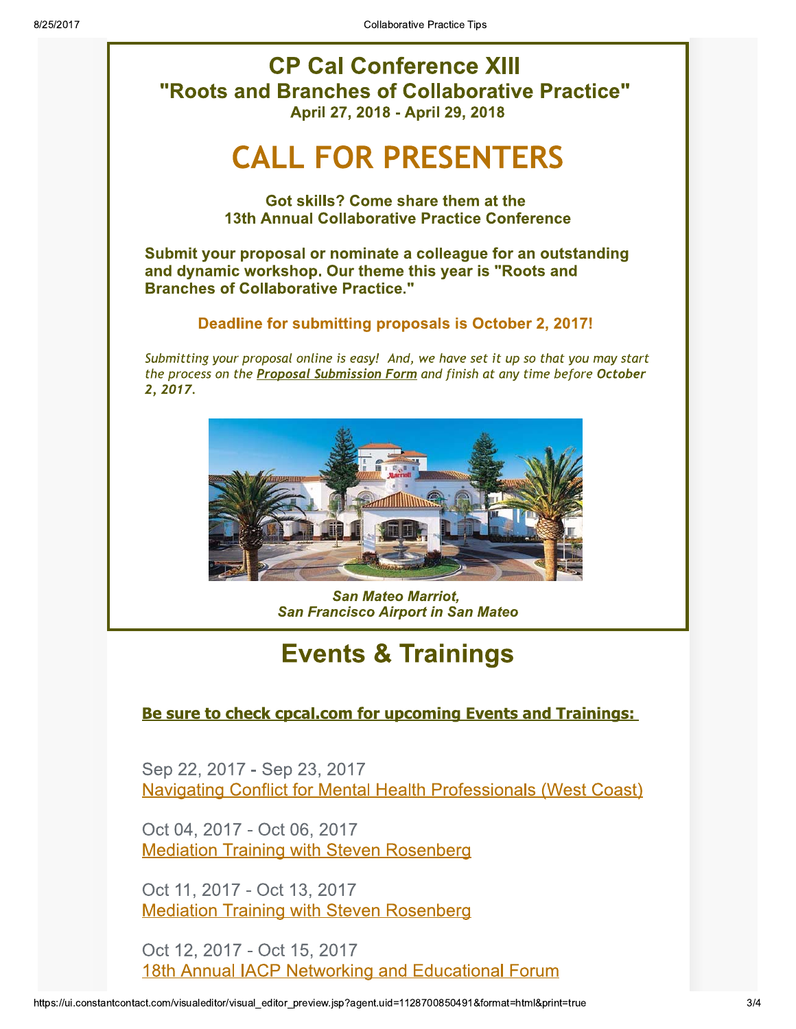# CP Cal Conference XIII

## "Roots and Branches of Collaborative Practice"

**April 27, 2018 - April 29, 2018**

# CALL FOR PRESENTERS

**Got skills? Come share them at the 13th Annual Collaborative Practice Conference**

**Submit your proposal or nominate a colleague for an outstanding and dynamic workshop. Our theme this year is "Roots and Branches of Collaborative Practice."**

**Deadline for submitting proposals is October 2, 2017!**

*Submitting your proposal online is easy! And, we have set it up so that you may start the process on the* ***Proposal Submission Form*** *and finish at any time before* ***October 2, 2017****.*

***San Mateo Marriot, San Francisco Airport in San Mateo***

# Events & Trainings

**Be sure to check cpcal.com for upcoming Events and Trainings:**

Sep 22, 2017 - Sep 23, 2017
Navigating Conflict for Mental Health Professionals (West Coast)

Oct 04, 2017 - Oct 06, 2017
Mediation Training with Steven Rosenberg

Oct 11, 2017 - Oct 13, 2017
Mediation Training with Steven Rosenberg

Oct 12, 2017 - Oct 15, 2017
18th Annual IACP Networking and Educational Forum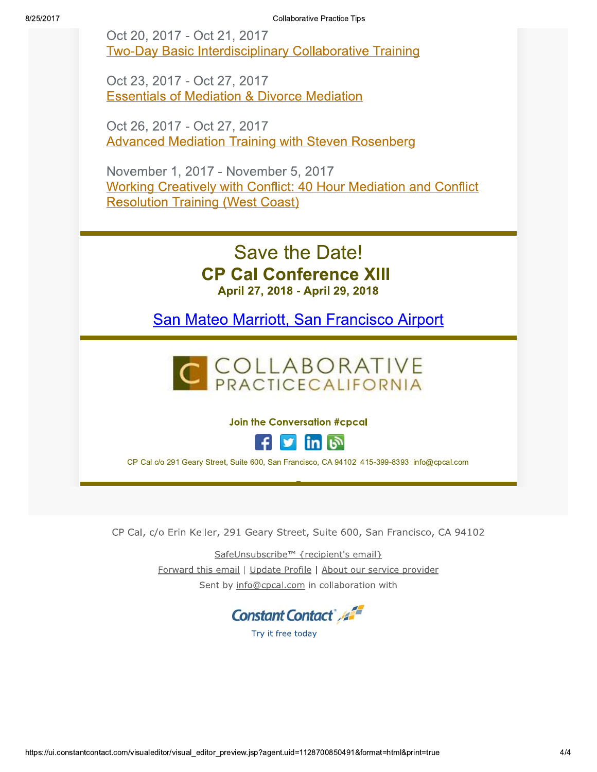Oct 20, 2017 - Oct 21, 2017
Two-Day Basic Interdisciplinary Collaborative Training

Oct 23, 2017 - Oct 27, 2017
Essentials of Mediation & Divorce Mediation

Oct 26, 2017 - Oct 27, 2017
Advanced Mediation Training with Steven Rosenberg

November 1, 2017 - November 5, 2017
Working Creatively with Conflict: 40 Hour Mediation and Conflict Resolution Training (West Coast)

## Save the Date!

### CP Cal Conference XIII

**April 27, 2018 - April 29, 2018**

San Mateo Marriott, San Francisco Airport

COLLABORATIVE PRACTICECALIFORNIA

**Join the Conversation #cpcal**

CP Cal c/o 291 Geary Street, Suite 600, San Francisco, CA 94102 415-399-8393 info@cpcal.com

CP Cal, c/o Erin Keller, 291 Geary Street, Suite 600, San Francisco, CA 94102

SafeUnsubscribe™ {recipient's email}

Forward this email | Update Profile | About our service provider

Sent by info@cpcal.com in collaboration with

Constant Contact

Try it free today